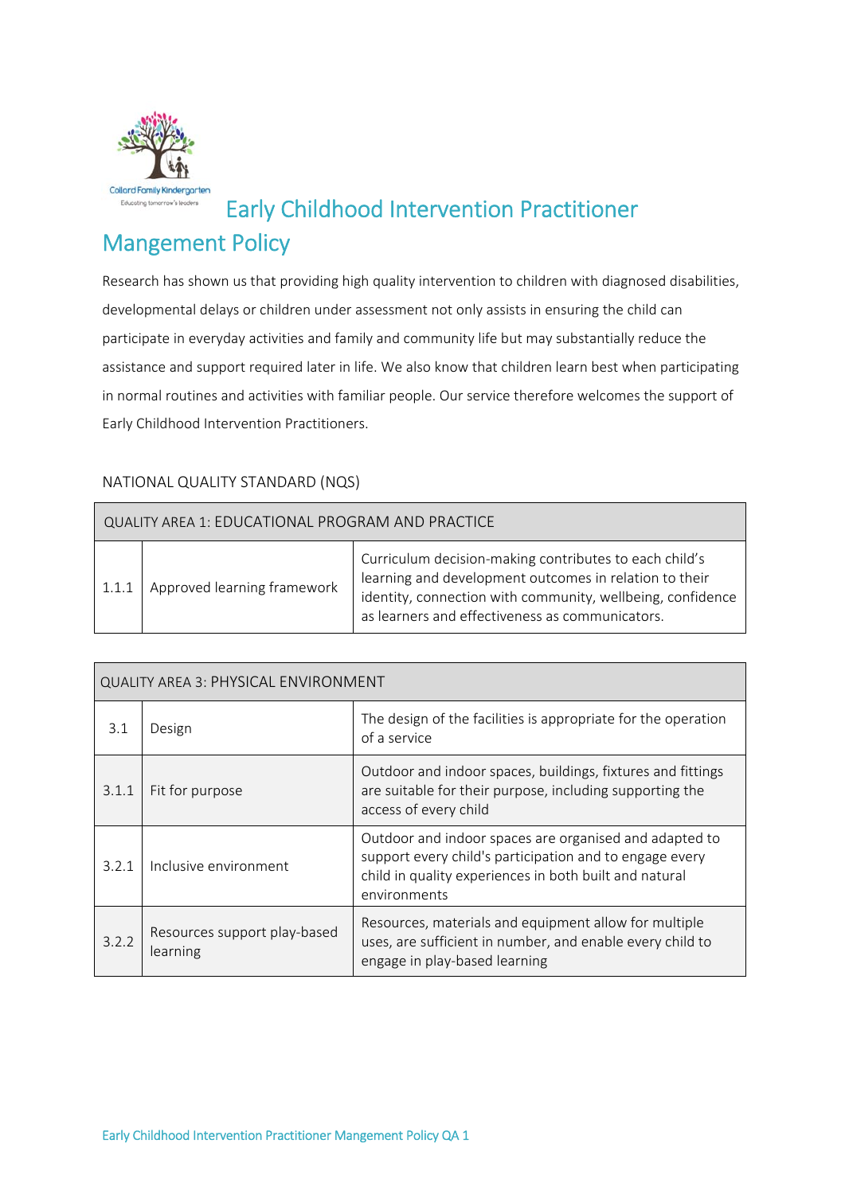# Early Childhood Intervention Practitioner Mangement Policy

Research has shown us that providing high quality intervention to children with diagnosed disabilities, developmental delays or children under assessment not only assists in ensuring the child can participate in everyday activities and family and community life but may substantially reduce the assistance and support required later in life. We also know that children learn best when participating in normal routines and activities with familiar people. Our service therefore welcomes the support of Early Childhood Intervention Practitioners.

## NATIONAL QUALITY STANDARD (NQS)

| QUALITY AREA 1: EDUCATIONAL PROGRAM AND PRACTICE | | |
|---|---|---|
| 1.1.1 | Approved learning framework | Curriculum decision-making contributes to each child's learning and development outcomes in relation to their identity, connection with community, wellbeing, confidence as learners and effectiveness as communicators. |

| QUALITY AREA 3: PHYSICAL ENVIRONMENT | | |
|---|---|---|
| 3.1 | Design | The design of the facilities is appropriate for the operation of a service |
| 3.1.1 | Fit for purpose | Outdoor and indoor spaces, buildings, fixtures and fittings are suitable for their purpose, including supporting the access of every child |
| 3.2.1 | Inclusive environment | Outdoor and indoor spaces are organised and adapted to support every child's participation and to engage every child in quality experiences in both built and natural environments |
| 3.2.2 | Resources support play-based learning | Resources, materials and equipment allow for multiple uses, are sufficient in number, and enable every child to engage in play-based learning |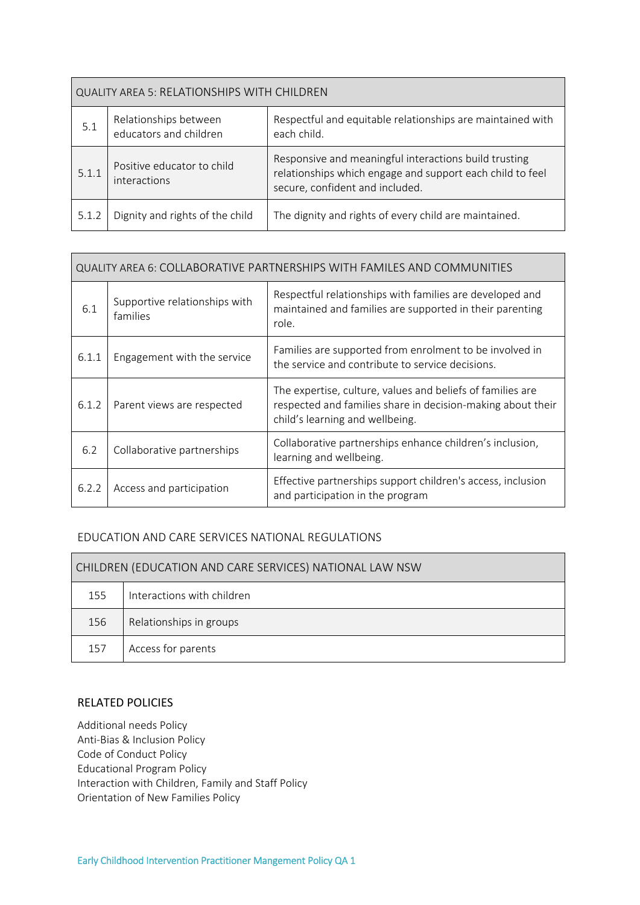| QUALITY AREA 5: RELATIONSHIPS WITH CHILDREN | | |
|---|---|---|
| 5.1 | Relationships between educators and children | Respectful and equitable relationships are maintained with each child. |
| 5.1.1 | Positive educator to child interactions | Responsive and meaningful interactions build trusting relationships which engage and support each child to feel secure, confident and included. |
| 5.1.2 | Dignity and rights of the child | The dignity and rights of every child are maintained. |

| QUALITY AREA 6: COLLABORATIVE PARTNERSHIPS WITH FAMILES AND COMMUNITIES | | |
|---|---|---|
| 6.1 | Supportive relationships with families | Respectful relationships with families are developed and maintained and families are supported in their parenting role. |
| 6.1.1 | Engagement with the service | Families are supported from enrolment to be involved in the service and contribute to service decisions. |
| 6.1.2 | Parent views are respected | The expertise, culture, values and beliefs of families are respected and families share in decision-making about their child's learning and wellbeing. |
| 6.2 | Collaborative partnerships | Collaborative partnerships enhance children's inclusion, learning and wellbeing. |
| 6.2.2 | Access and participation | Effective partnerships support children's access, inclusion and participation in the program |

## EDUCATION AND CARE SERVICES NATIONAL REGULATIONS

| CHILDREN (EDUCATION AND CARE SERVICES) NATIONAL LAW NSW | |
|---|---|
| 155 | Interactions with children |
| 156 | Relationships in groups |
| 157 | Access for parents |

## RELATED POLICIES

Additional needs Policy
Anti-Bias & Inclusion Policy
Code of Conduct Policy
Educational Program Policy
Interaction with Children, Family and Staff Policy
Orientation of New Families Policy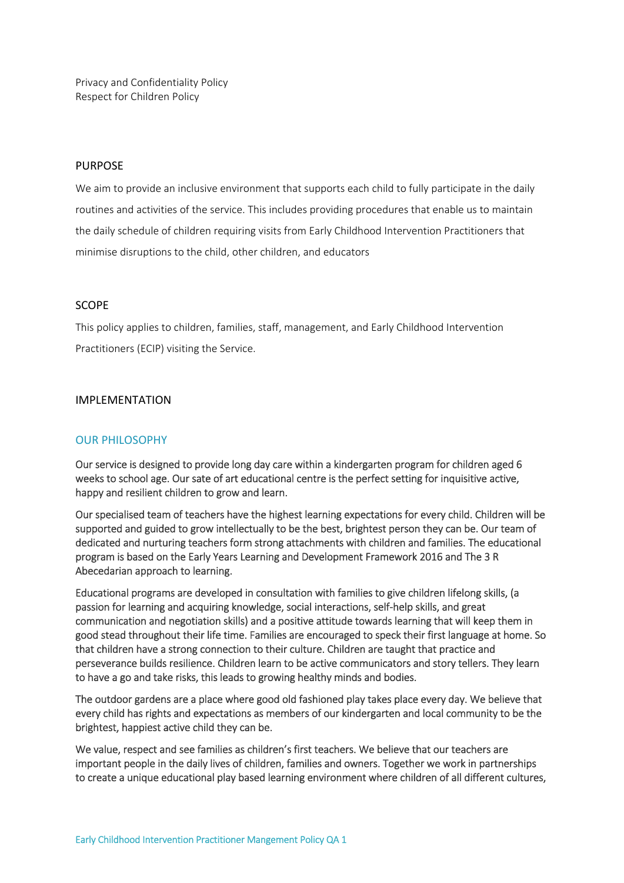Privacy and Confidentiality Policy
Respect for Children Policy

## PURPOSE

We aim to provide an inclusive environment that supports each child to fully participate in the daily routines and activities of the service. This includes providing procedures that enable us to maintain the daily schedule of children requiring visits from Early Childhood Intervention Practitioners that minimise disruptions to the child, other children, and educators

## SCOPE

This policy applies to children, families, staff, management, and Early Childhood Intervention Practitioners (ECIP) visiting the Service.

## IMPLEMENTATION

### OUR PHILOSOPHY

Our service is designed to provide long day care within a kindergarten program for children aged 6 weeks to school age. Our sate of art educational centre is the perfect setting for inquisitive active, happy and resilient children to grow and learn.

Our specialised team of teachers have the highest learning expectations for every child. Children will be supported and guided to grow intellectually to be the best, brightest person they can be. Our team of dedicated and nurturing teachers form strong attachments with children and families. The educational program is based on the Early Years Learning and Development Framework 2016 and The 3 R Abecedarian approach to learning.

Educational programs are developed in consultation with families to give children lifelong skills, (a passion for learning and acquiring knowledge, social interactions, self-help skills, and great communication and negotiation skills) and a positive attitude towards learning that will keep them in good stead throughout their life time. Families are encouraged to speck their first language at home. So that children have a strong connection to their culture. Children are taught that practice and perseverance builds resilience. Children learn to be active communicators and story tellers. They learn to have a go and take risks, this leads to growing healthy minds and bodies.

The outdoor gardens are a place where good old fashioned play takes place every day. We believe that every child has rights and expectations as members of our kindergarten and local community to be the brightest, happiest active child they can be.

We value, respect and see families as children's first teachers. We believe that our teachers are important people in the daily lives of children, families and owners. Together we work in partnerships to create a unique educational play based learning environment where children of all different cultures,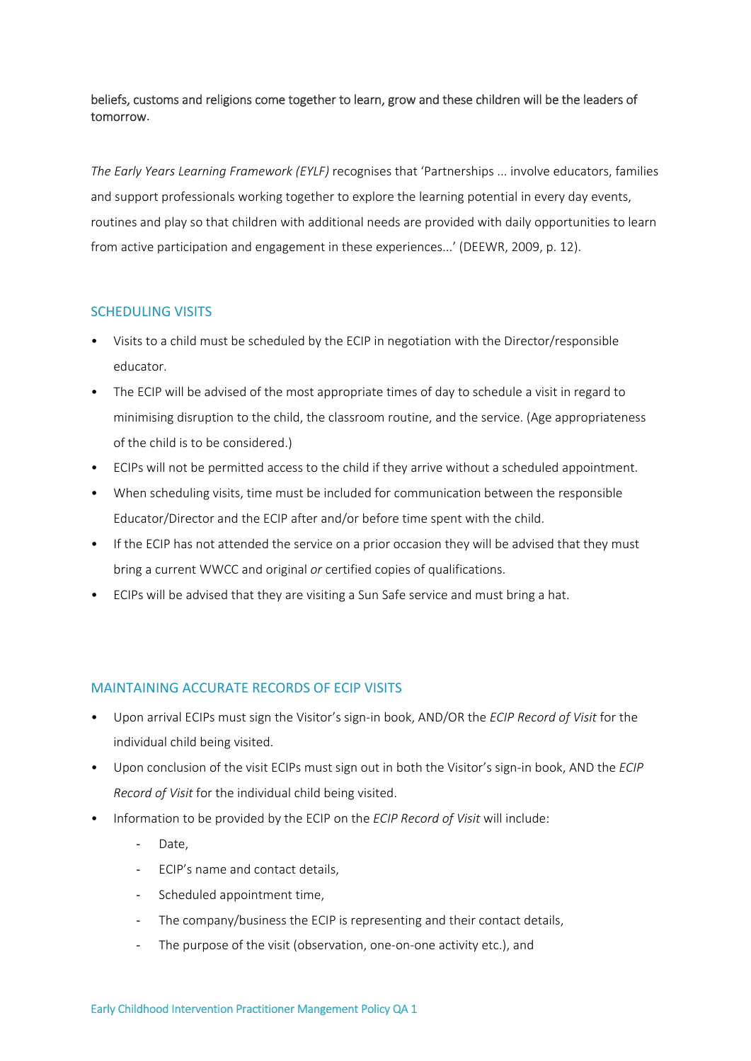beliefs, customs and religions come together to learn, grow and these children will be the leaders of tomorrow.

*The Early Years Learning Framework (EYLF)* recognises that 'Partnerships ... involve educators, families and support professionals working together to explore the learning potential in every day events, routines and play so that children with additional needs are provided with daily opportunities to learn from active participation and engagement in these experiences...' (DEEWR, 2009, p. 12).

## SCHEDULING VISITS

- Visits to a child must be scheduled by the ECIP in negotiation with the Director/responsible educator.
- The ECIP will be advised of the most appropriate times of day to schedule a visit in regard to minimising disruption to the child, the classroom routine, and the service. (Age appropriateness of the child is to be considered.)
- ECIPs will not be permitted access to the child if they arrive without a scheduled appointment.
- When scheduling visits, time must be included for communication between the responsible Educator/Director and the ECIP after and/or before time spent with the child.
- If the ECIP has not attended the service on a prior occasion they will be advised that they must bring a current WWCC and original *or* certified copies of qualifications.
- ECIPs will be advised that they are visiting a Sun Safe service and must bring a hat.

## MAINTAINING ACCURATE RECORDS OF ECIP VISITS

- Upon arrival ECIPs must sign the Visitor's sign-in book, AND/OR the *ECIP Record of Visit* for the individual child being visited.
- Upon conclusion of the visit ECIPs must sign out in both the Visitor's sign-in book, AND the *ECIP Record of Visit* for the individual child being visited.
- Information to be provided by the ECIP on the *ECIP Record of Visit* will include:
  - Date,
  - ECIP's name and contact details,
  - Scheduled appointment time,
  - The company/business the ECIP is representing and their contact details,
  - The purpose of the visit (observation, one-on-one activity etc.), and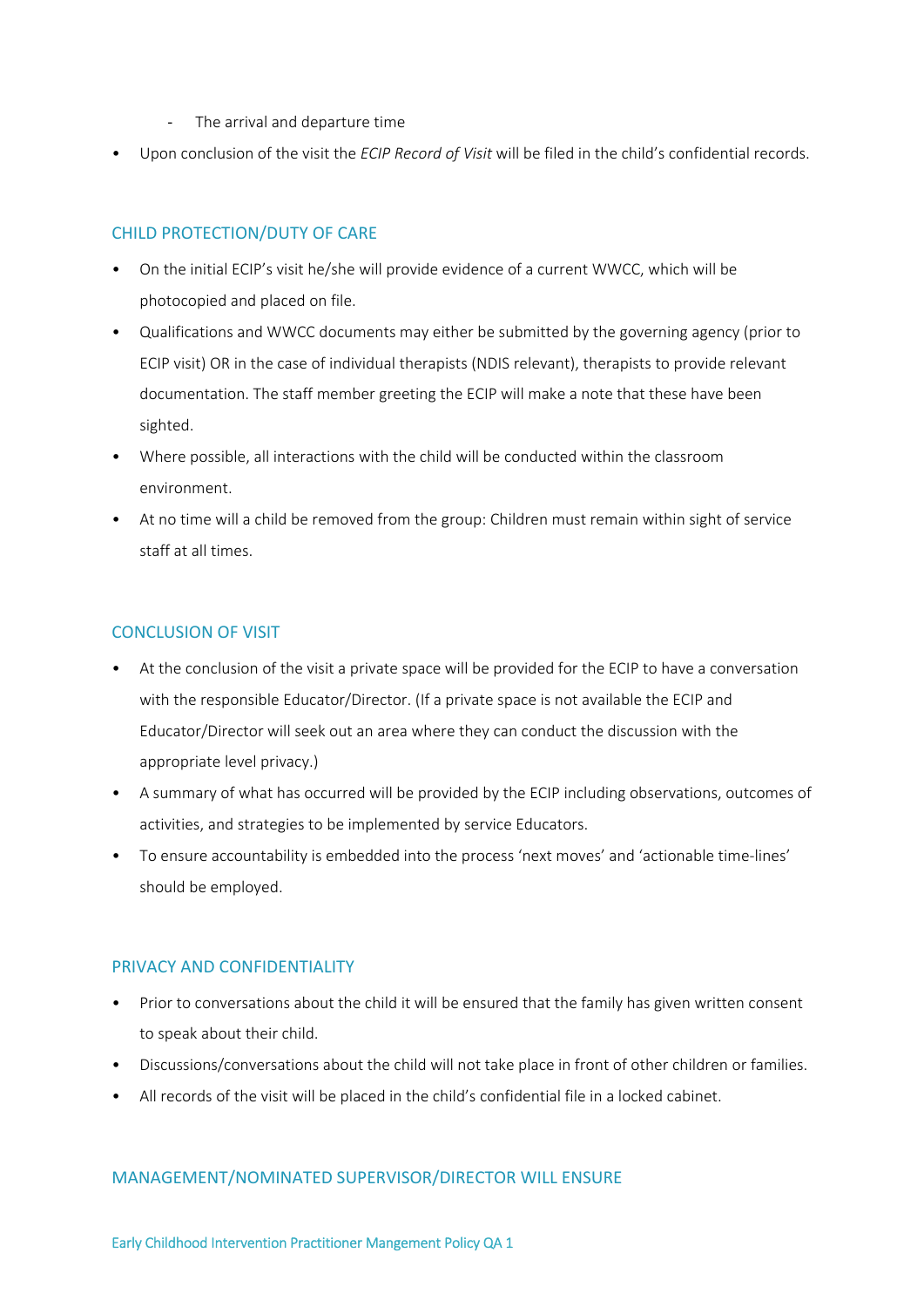- The arrival and departure time
- Upon conclusion of the visit the *ECIP Record of Visit* will be filed in the child's confidential records.

## CHILD PROTECTION/DUTY OF CARE

- On the initial ECIP's visit he/she will provide evidence of a current WWCC, which will be photocopied and placed on file.
- Qualifications and WWCC documents may either be submitted by the governing agency (prior to ECIP visit) OR in the case of individual therapists (NDIS relevant), therapists to provide relevant documentation. The staff member greeting the ECIP will make a note that these have been sighted.
- Where possible, all interactions with the child will be conducted within the classroom environment.
- At no time will a child be removed from the group: Children must remain within sight of service staff at all times.

## CONCLUSION OF VISIT

- At the conclusion of the visit a private space will be provided for the ECIP to have a conversation with the responsible Educator/Director. (If a private space is not available the ECIP and Educator/Director will seek out an area where they can conduct the discussion with the appropriate level privacy.)
- A summary of what has occurred will be provided by the ECIP including observations, outcomes of activities, and strategies to be implemented by service Educators.
- To ensure accountability is embedded into the process 'next moves' and 'actionable time-lines' should be employed.

## PRIVACY AND CONFIDENTIALITY

- Prior to conversations about the child it will be ensured that the family has given written consent to speak about their child.
- Discussions/conversations about the child will not take place in front of other children or families.
- All records of the visit will be placed in the child's confidential file in a locked cabinet.

## MANAGEMENT/NOMINATED SUPERVISOR/DIRECTOR WILL ENSURE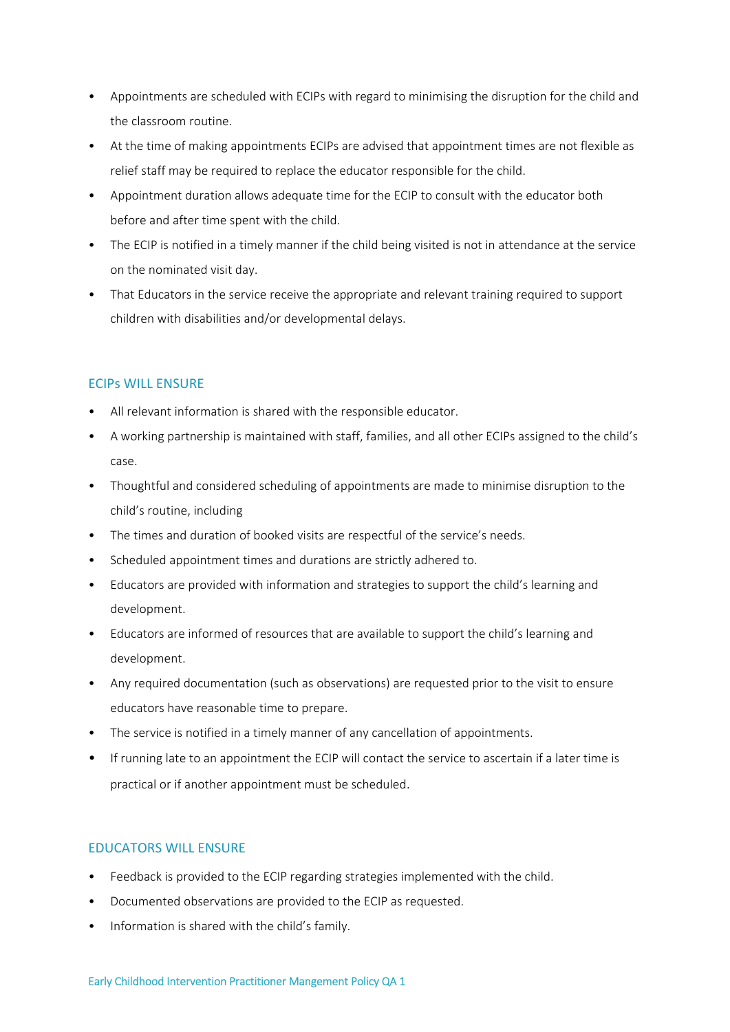- Appointments are scheduled with ECIPs with regard to minimising the disruption for the child and the classroom routine.
- At the time of making appointments ECIPs are advised that appointment times are not flexible as relief staff may be required to replace the educator responsible for the child.
- Appointment duration allows adequate time for the ECIP to consult with the educator both before and after time spent with the child.
- The ECIP is notified in a timely manner if the child being visited is not in attendance at the service on the nominated visit day.
- That Educators in the service receive the appropriate and relevant training required to support children with disabilities and/or developmental delays.

## ECIPs WILL ENSURE

- All relevant information is shared with the responsible educator.
- A working partnership is maintained with staff, families, and all other ECIPs assigned to the child's case.
- Thoughtful and considered scheduling of appointments are made to minimise disruption to the child's routine, including
- The times and duration of booked visits are respectful of the service's needs.
- Scheduled appointment times and durations are strictly adhered to.
- Educators are provided with information and strategies to support the child's learning and development.
- Educators are informed of resources that are available to support the child's learning and development.
- Any required documentation (such as observations) are requested prior to the visit to ensure educators have reasonable time to prepare.
- The service is notified in a timely manner of any cancellation of appointments.
- If running late to an appointment the ECIP will contact the service to ascertain if a later time is practical or if another appointment must be scheduled.

## EDUCATORS WILL ENSURE

- Feedback is provided to the ECIP regarding strategies implemented with the child.
- Documented observations are provided to the ECIP as requested.
- Information is shared with the child's family.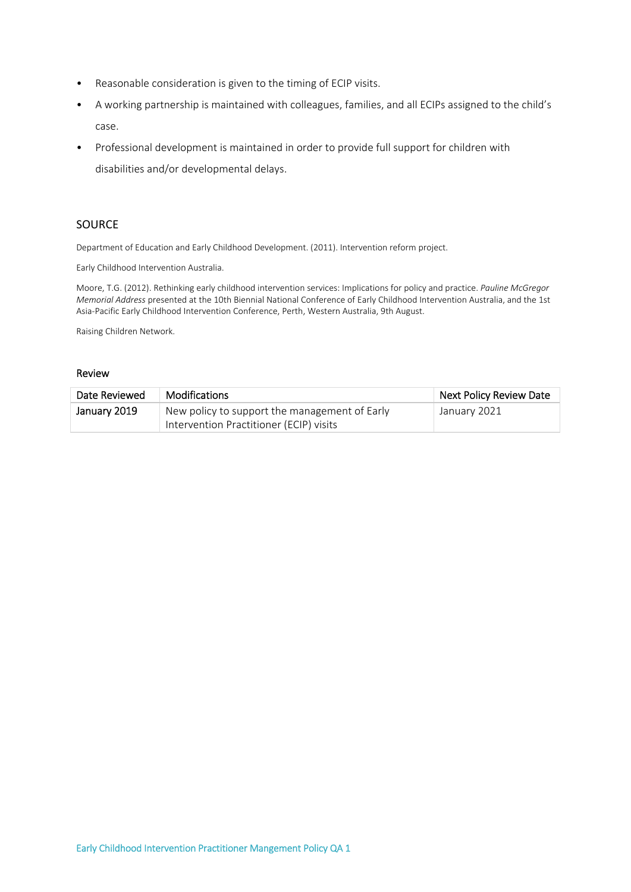- Reasonable consideration is given to the timing of ECIP visits.
- A working partnership is maintained with colleagues, families, and all ECIPs assigned to the child's case.
- Professional development is maintained in order to provide full support for children with disabilities and/or developmental delays.

## SOURCE

Department of Education and Early Childhood Development. (2011). Intervention reform project.

Early Childhood Intervention Australia.

Moore, T.G. (2012). Rethinking early childhood intervention services: Implications for policy and practice. *Pauline McGregor Memorial Address* presented at the 10th Biennial National Conference of Early Childhood Intervention Australia, and the 1st Asia-Pacific Early Childhood Intervention Conference, Perth, Western Australia, 9th August.

Raising Children Network.

### Review

| Date Reviewed | Modifications | Next Policy Review Date |
|---|---|---|
| January 2019 | New policy to support the management of Early Intervention Practitioner (ECIP) visits | January 2021 |